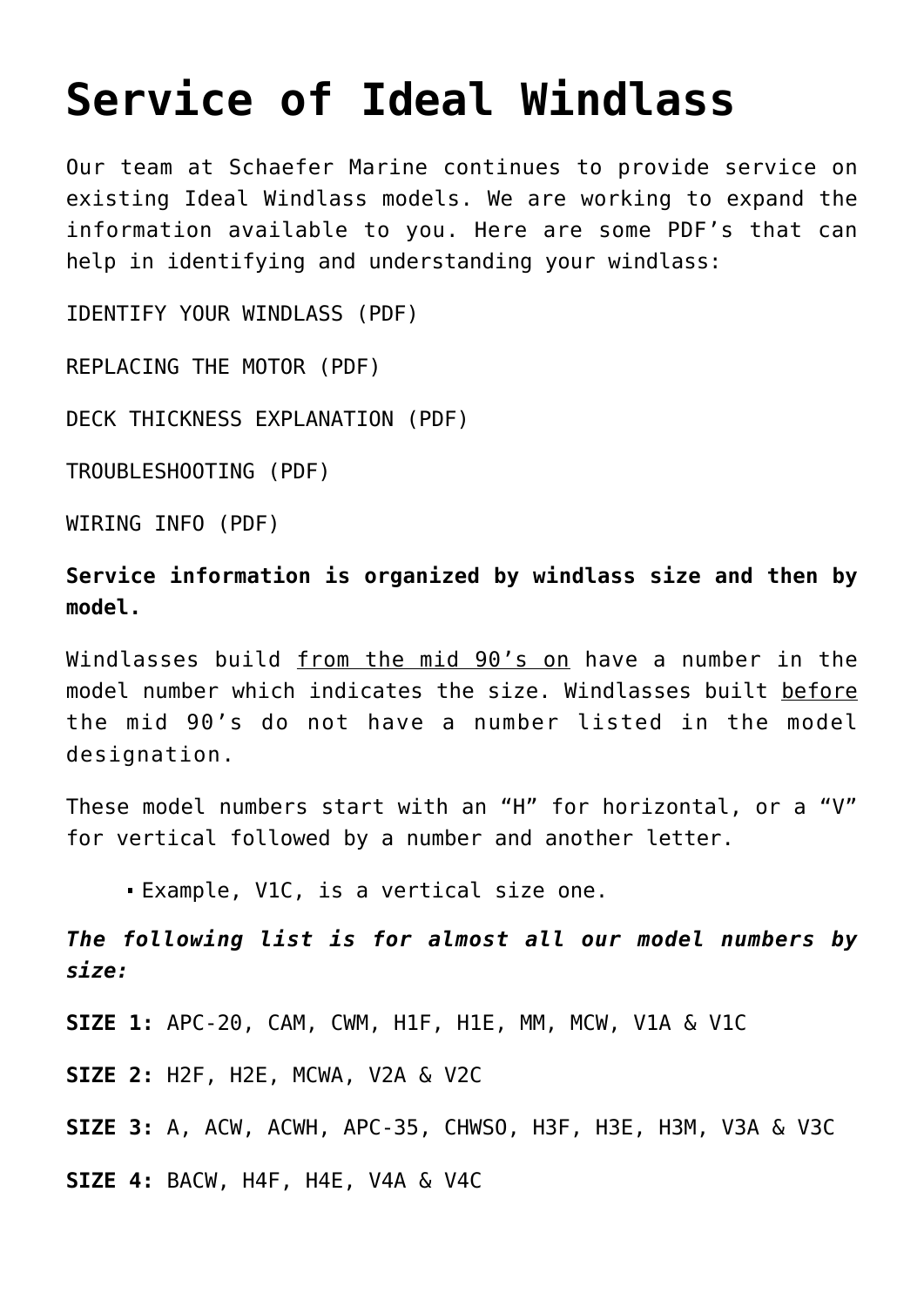# Service of Ideal Windlass

Our team at Schaefer Marine continues to provide service on existing Ideal Windlass models. We are working to expand the information available to you. Here are some PDF's that can help in identifying and understanding your windlass:

IDENTIFY YOUR WINDLASS (PDF)

REPLACING THE MOTOR (PDF)

DECK THICKNESS EXPLANATION (PDF)

TROUBLESHOOTING (PDF)

WIRING INFO (PDF)

**Service information is organized by windlass size and then by model.**

Windlasses build from the mid 90's on have a number in the model number which indicates the size. Windlasses built before the mid 90's do not have a number listed in the model designation.

These model numbers start with an "H" for horizontal, or a "V" for vertical followed by a number and another letter.

- Example, V1C, is a vertical size one.

***The following list is for almost all our model numbers by size:***

**SIZE 1:** APC-20, CAM, CWM, H1F, H1E, MM, MCW, V1A & V1C

**SIZE 2:** H2F, H2E, MCWA, V2A & V2C

**SIZE 3:** A, ACW, ACWH, APC-35, CHWSO, H3F, H3E, H3M, V3A & V3C

**SIZE 4:** BACW, H4F, H4E, V4A & V4C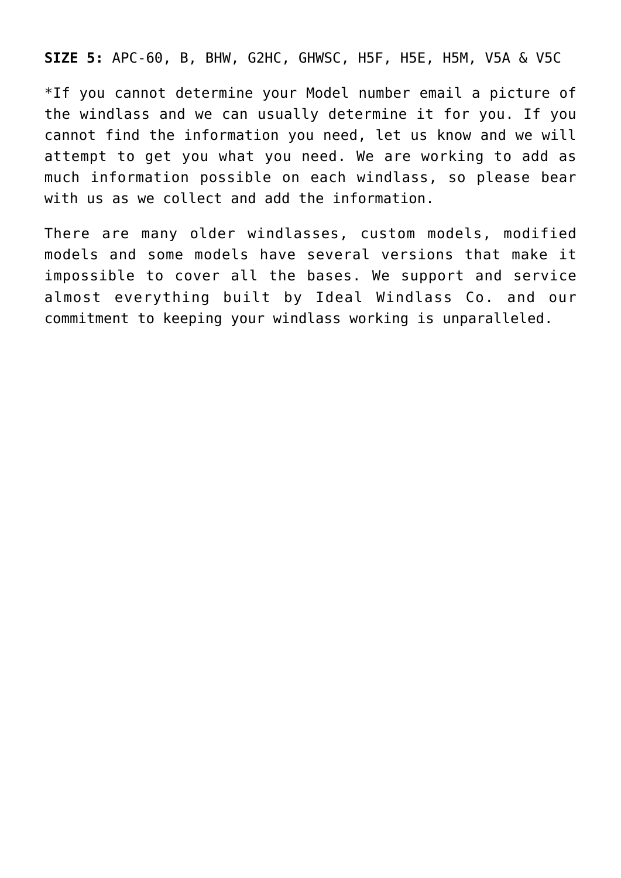**SIZE 5:** APC-60, B, BHW, G2HC, GHWSC, H5F, H5E, H5M, V5A & V5C

*If you cannot determine your Model number email a picture of the windlass and we can usually determine it for you. If you cannot find the information you need, let us know and we will attempt to get you what you need. We are working to add as much information possible on each windlass, so please bear with us as we collect and add the information.

There are many older windlasses, custom models, modified models and some models have several versions that make it impossible to cover all the bases. We support and service almost everything built by Ideal Windlass Co. and our commitment to keeping your windlass working is unparalleled.